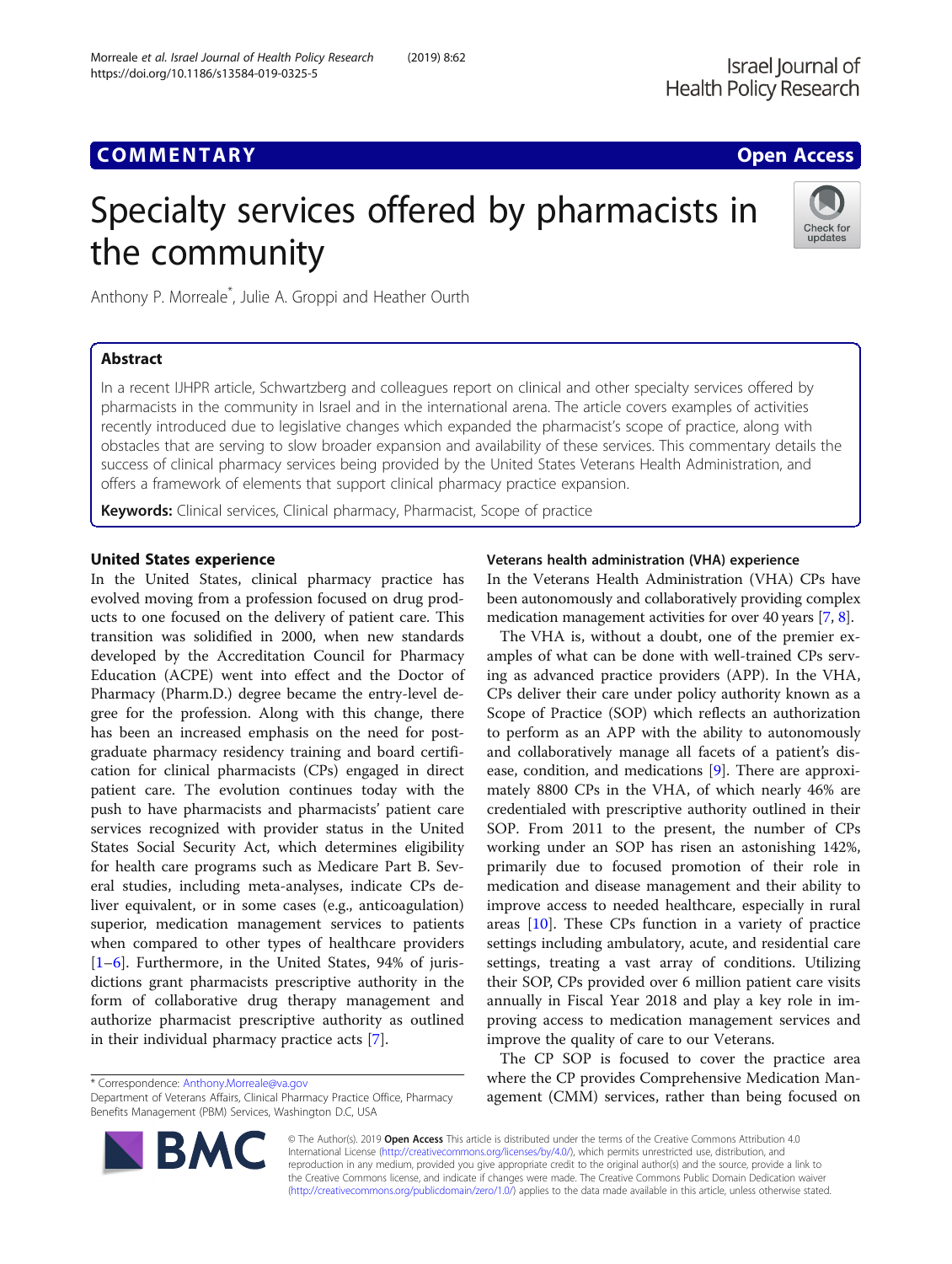COMMENTARY

Open Access

# Specialty services offered by pharmacists in the community

Anthony P. Morreale*, Julie A. Groppi and Heather Ourth

## Abstract

In a recent IJHPR article, Schwartzberg and colleagues report on clinical and other specialty services offered by pharmacists in the community in Israel and in the international arena. The article covers examples of activities recently introduced due to legislative changes which expanded the pharmacist's scope of practice, along with obstacles that are serving to slow broader expansion and availability of these services. This commentary details the success of clinical pharmacy services being provided by the United States Veterans Health Administration, and offers a framework of elements that support clinical pharmacy practice expansion.

**Keywords:** Clinical services, Clinical pharmacy, Pharmacist, Scope of practice

## United States experience

In the United States, clinical pharmacy practice has evolved moving from a profession focused on drug products to one focused on the delivery of patient care. This transition was solidified in 2000, when new standards developed by the Accreditation Council for Pharmacy Education (ACPE) went into effect and the Doctor of Pharmacy (Pharm.D.) degree became the entry-level degree for the profession. Along with this change, there has been an increased emphasis on the need for post-graduate pharmacy residency training and board certification for clinical pharmacists (CPs) engaged in direct patient care. The evolution continues today with the push to have pharmacists and pharmacists' patient care services recognized with provider status in the United States Social Security Act, which determines eligibility for health care programs such as Medicare Part B. Several studies, including meta-analyses, indicate CPs deliver equivalent, or in some cases (e.g., anticoagulation) superior, medication management services to patients when compared to other types of healthcare providers [1–6]. Furthermore, in the United States, 94% of jurisdictions grant pharmacists prescriptive authority in the form of collaborative drug therapy management and authorize pharmacist prescriptive authority as outlined in their individual pharmacy practice acts [7].

### Veterans health administration (VHA) experience

In the Veterans Health Administration (VHA) CPs have been autonomously and collaboratively providing complex medication management activities for over 40 years [7, 8].

The VHA is, without a doubt, one of the premier examples of what can be done with well-trained CPs serving as advanced practice providers (APP). In the VHA, CPs deliver their care under policy authority known as a Scope of Practice (SOP) which reflects an authorization to perform as an APP with the ability to autonomously and collaboratively manage all facets of a patient's disease, condition, and medications [9]. There are approximately 8800 CPs in the VHA, of which nearly 46% are credentialed with prescriptive authority outlined in their SOP. From 2011 to the present, the number of CPs working under an SOP has risen an astonishing 142%, primarily due to focused promotion of their role in medication and disease management and their ability to improve access to needed healthcare, especially in rural areas [10]. These CPs function in a variety of practice settings including ambulatory, acute, and residential care settings, treating a vast array of conditions. Utilizing their SOP, CPs provided over 6 million patient care visits annually in Fiscal Year 2018 and play a key role in improving access to medication management services and improve the quality of care to our Veterans.

The CP SOP is focused to cover the practice area where the CP provides Comprehensive Medication Management (CMM) services, rather than being focused on

* Correspondence: Anthony.Morreale@va.gov
Department of Veterans Affairs, Clinical Pharmacy Practice Office, Pharmacy Benefits Management (PBM) Services, Washington D.C, USA

© The Author(s). 2019 **Open Access** This article is distributed under the terms of the Creative Commons Attribution 4.0 International License (http://creativecommons.org/licenses/by/4.0/), which permits unrestricted use, distribution, and reproduction in any medium, provided you give appropriate credit to the original author(s) and the source, provide a link to the Creative Commons license, and indicate if changes were made. The Creative Commons Public Domain Dedication waiver (http://creativecommons.org/publicdomain/zero/1.0/) applies to the data made available in this article, unless otherwise stated.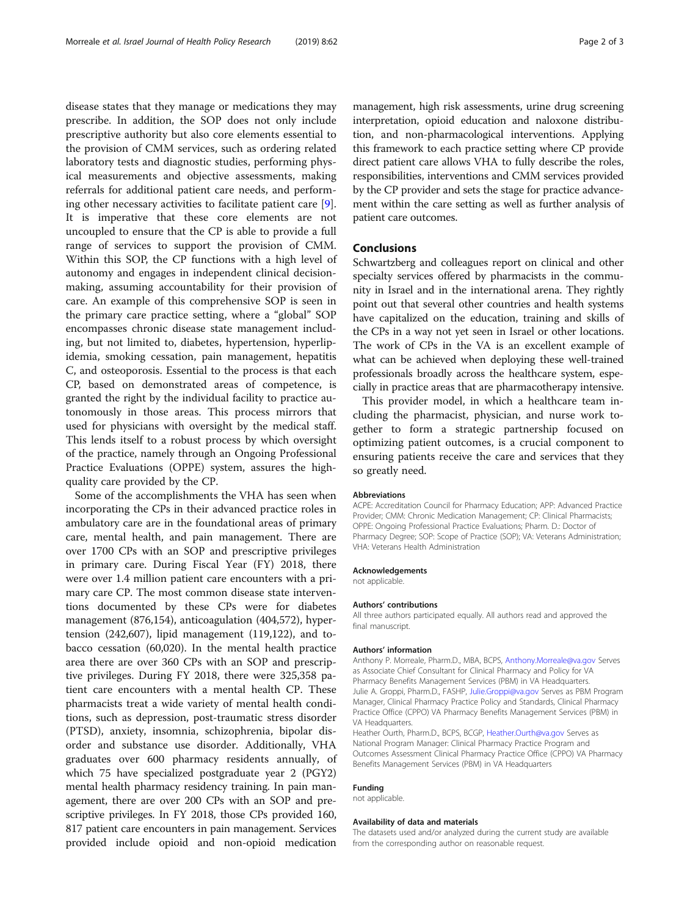disease states that they manage or medications they may prescribe. In addition, the SOP does not only include prescriptive authority but also core elements essential to the provision of CMM services, such as ordering related laboratory tests and diagnostic studies, performing physical measurements and objective assessments, making referrals for additional patient care needs, and performing other necessary activities to facilitate patient care [9]. It is imperative that these core elements are not uncoupled to ensure that the CP is able to provide a full range of services to support the provision of CMM. Within this SOP, the CP functions with a high level of autonomy and engages in independent clinical decision-making, assuming accountability for their provision of care. An example of this comprehensive SOP is seen in the primary care practice setting, where a "global" SOP encompasses chronic disease state management including, but not limited to, diabetes, hypertension, hyperlipidemia, smoking cessation, pain management, hepatitis C, and osteoporosis. Essential to the process is that each CP, based on demonstrated areas of competence, is granted the right by the individual facility to practice autonomously in those areas. This process mirrors that used for physicians with oversight by the medical staff. This lends itself to a robust process by which oversight of the practice, namely through an Ongoing Professional Practice Evaluations (OPPE) system, assures the high-quality care provided by the CP.

Some of the accomplishments the VHA has seen when incorporating the CPs in their advanced practice roles in ambulatory care are in the foundational areas of primary care, mental health, and pain management. There are over 1700 CPs with an SOP and prescriptive privileges in primary care. During Fiscal Year (FY) 2018, there were over 1.4 million patient care encounters with a primary care CP. The most common disease state interventions documented by these CPs were for diabetes management (876,154), anticoagulation (404,572), hypertension (242,607), lipid management (119,122), and tobacco cessation (60,020). In the mental health practice area there are over 360 CPs with an SOP and prescriptive privileges. During FY 2018, there were 325,358 patient care encounters with a mental health CP. These pharmacists treat a wide variety of mental health conditions, such as depression, post-traumatic stress disorder (PTSD), anxiety, insomnia, schizophrenia, bipolar disorder and substance use disorder. Additionally, VHA graduates over 600 pharmacy residents annually, of which 75 have specialized postgraduate year 2 (PGY2) mental health pharmacy residency training. In pain management, there are over 200 CPs with an SOP and prescriptive privileges. In FY 2018, those CPs provided 160,817 patient care encounters in pain management. Services provided include opioid and non-opioid medication management, high risk assessments, urine drug screening interpretation, opioid education and naloxone distribution, and non-pharmacological interventions. Applying this framework to each practice setting where CP provide direct patient care allows VHA to fully describe the roles, responsibilities, interventions and CMM services provided by the CP provider and sets the stage for practice advancement within the care setting as well as further analysis of patient care outcomes.

## Conclusions

Schwartzberg and colleagues report on clinical and other specialty services offered by pharmacists in the community in Israel and in the international arena. They rightly point out that several other countries and health systems have capitalized on the education, training and skills of the CPs in a way not yet seen in Israel or other locations. The work of CPs in the VA is an excellent example of what can be achieved when deploying these well-trained professionals broadly across the healthcare system, especially in practice areas that are pharmacotherapy intensive.

This provider model, in which a healthcare team including the pharmacist, physician, and nurse work together to form a strategic partnership focused on optimizing patient outcomes, is a crucial component to ensuring patients receive the care and services that they so greatly need.

#### Abbreviations

ACPE: Accreditation Council for Pharmacy Education; APP: Advanced Practice Provider; CMM: Chronic Medication Management; CP: Clinical Pharmacists; OPPE: Ongoing Professional Practice Evaluations; Pharm. D.: Doctor of Pharmacy Degree; SOP: Scope of Practice (SOP); VA: Veterans Administration; VHA: Veterans Health Administration

#### Acknowledgements

not applicable.

#### Authors' contributions

All three authors participated equally. All authors read and approved the final manuscript.

#### Authors' information

Anthony P. Morreale, Pharm.D., MBA, BCPS, Anthony.Morreale@va.gov Serves as Associate Chief Consultant for Clinical Pharmacy and Policy for VA Pharmacy Benefits Management Services (PBM) in VA Headquarters.
Julie A. Groppi, Pharm.D., FASHP, Julie.Groppi@va.gov Serves as PBM Program Manager, Clinical Pharmacy Practice Policy and Standards, Clinical Pharmacy Practice Office (CPPO) VA Pharmacy Benefits Management Services (PBM) in VA Headquarters.
Heather Ourth, Pharm.D., BCPS, BCGP, Heather.Ourth@va.gov Serves as National Program Manager: Clinical Pharmacy Practice Program and Outcomes Assessment Clinical Pharmacy Practice Office (CPPO) VA Pharmacy Benefits Management Services (PBM) in VA Headquarters

#### Funding

not applicable.

#### Availability of data and materials

The datasets used and/or analyzed during the current study are available from the corresponding author on reasonable request.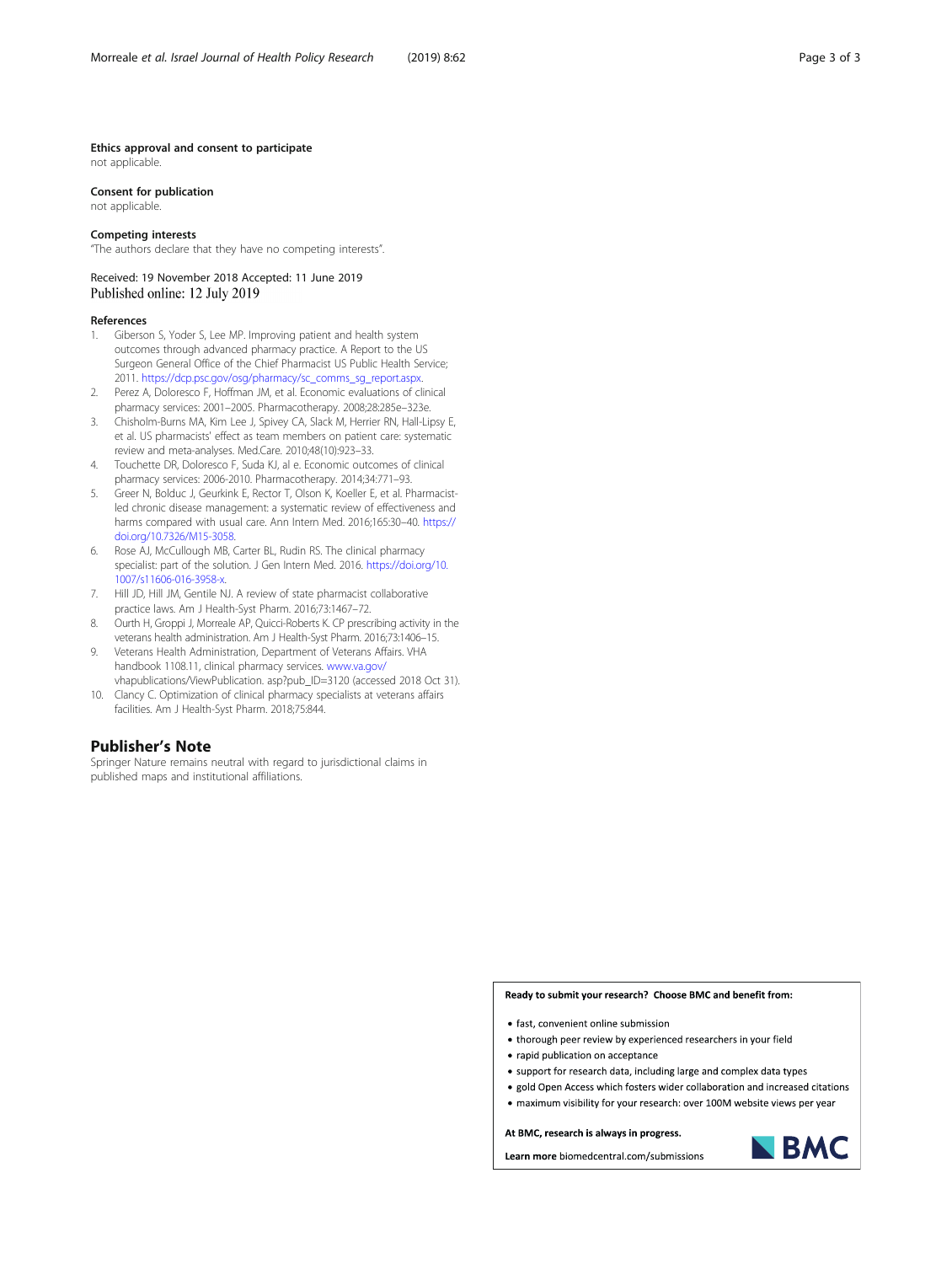### Ethics approval and consent to participate

not applicable.

### Consent for publication

not applicable.

### Competing interests

"The authors declare that they have no competing interests".

Received: 19 November 2018 Accepted: 11 June 2019
Published online: 12 July 2019

### References

1. Giberson S, Yoder S, Lee MP. Improving patient and health system outcomes through advanced pharmacy practice. A Report to the US Surgeon General Office of the Chief Pharmacist US Public Health Service; 2011. https://dcp.psc.gov/osg/pharmacy/sc_comms_sg_report.aspx.
2. Perez A, Doloresco F, Hoffman JM, et al. Economic evaluations of clinical pharmacy services: 2001–2005. Pharmacotherapy. 2008;28:285e–323e.
3. Chisholm-Burns MA, Kim Lee J, Spivey CA, Slack M, Herrier RN, Hall-Lipsy E, et al. US pharmacists' effect as team members on patient care: systematic review and meta-analyses. Med.Care. 2010;48(10):923–33.
4. Touchette DR, Doloresco F, Suda KJ, al e. Economic outcomes of clinical pharmacy services: 2006-2010. Pharmacotherapy. 2014;34:771–93.
5. Greer N, Bolduc J, Geurkink E, Rector T, Olson K, Koeller E, et al. Pharmacist-led chronic disease management: a systematic review of effectiveness and harms compared with usual care. Ann Intern Med. 2016;165:30–40. https://doi.org/10.7326/M15-3058.
6. Rose AJ, McCullough MB, Carter BL, Rudin RS. The clinical pharmacy specialist: part of the solution. J Gen Intern Med. 2016. https://doi.org/10.1007/s11606-016-3958-x.
7. Hill JD, Hill JM, Gentile NJ. A review of state pharmacist collaborative practice laws. Am J Health-Syst Pharm. 2016;73:1467–72.
8. Ourth H, Groppi J, Morreale AP, Quicci-Roberts K. CP prescribing activity in the veterans health administration. Am J Health-Syst Pharm. 2016;73:1406–15.
9. Veterans Health Administration, Department of Veterans Affairs. VHA handbook 1108.11, clinical pharmacy services. www.va.gov/vhapublications/ViewPublication. asp?pub_ID=3120 (accessed 2018 Oct 31).
10. Clancy C. Optimization of clinical pharmacy specialists at veterans affairs facilities. Am J Health-Syst Pharm. 2018;75:844.

## Publisher's Note

Springer Nature remains neutral with regard to jurisdictional claims in published maps and institutional affiliations.

**Ready to submit your research? Choose BMC and benefit from:**

- fast, convenient online submission
- thorough peer review by experienced researchers in your field
- rapid publication on acceptance
- support for research data, including large and complex data types
- gold Open Access which fosters wider collaboration and increased citations
- maximum visibility for your research: over 100M website views per year

**At BMC, research is always in progress.**

**Learn more** biomedcentral.com/submissions